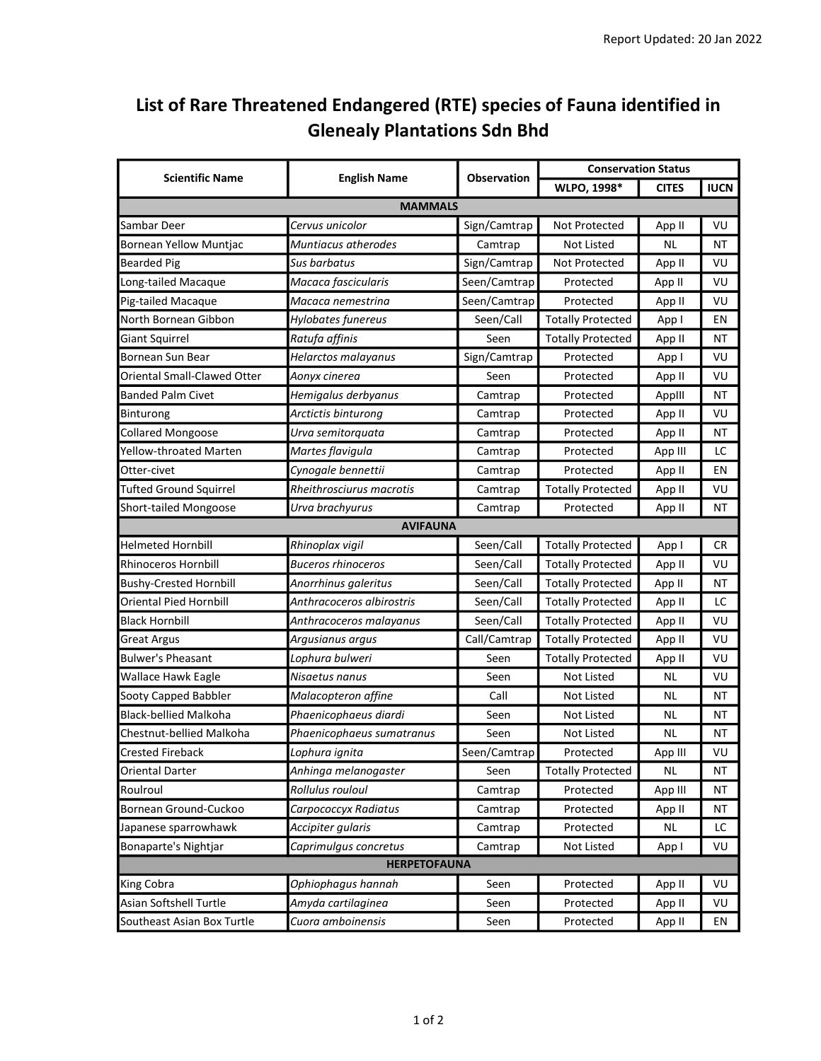Report Updated: 20 Jan 2022

# List of Rare Threatened Endangered (RTE) species of Fauna identified in Glenealy Plantations Sdn Bhd

| Scientific Name | English Name | Observation | Conservation Status | | |
|---|---|---|---|---|---|
| | | | WLPO, 1998* | CITES | IUCN |
| **MAMMALS** | | | | | |
| Sambar Deer | *Cervus unicolor* | Sign/Camtrap | Not Protected | App II | VU |
| Bornean Yellow Muntjac | *Muntiacus atherodes* | Camtrap | Not Listed | NL | NT |
| Bearded Pig | *Sus barbatus* | Sign/Camtrap | Not Protected | App II | VU |
| Long-tailed Macaque | *Macaca fascicularis* | Seen/Camtrap | Protected | App II | VU |
| Pig-tailed Macaque | *Macaca nemestrina* | Seen/Camtrap | Protected | App II | VU |
| North Bornean Gibbon | *Hylobates funereus* | Seen/Call | Totally Protected | App I | EN |
| Giant Squirrel | *Ratufa affinis* | Seen | Totally Protected | App II | NT |
| Bornean Sun Bear | *Helarctos malayanus* | Sign/Camtrap | Protected | App I | VU |
| Oriental Small-Clawed Otter | *Aonyx cinerea* | Seen | Protected | App II | VU |
| Banded Palm Civet | *Hemigalus derbyanus* | Camtrap | Protected | AppIII | NT |
| Binturong | *Arctictis binturong* | Camtrap | Protected | App II | VU |
| Collared Mongoose | *Urva semitorquata* | Camtrap | Protected | App II | NT |
| Yellow-throated Marten | *Martes flavigula* | Camtrap | Protected | App III | LC |
| Otter-civet | *Cynogale bennettii* | Camtrap | Protected | App II | EN |
| Tufted Ground Squirrel | *Rheithrosciurus macrotis* | Camtrap | Totally Protected | App II | VU |
| Short-tailed Mongoose | *Urva brachyurus* | Camtrap | Protected | App II | NT |
| **AVIFAUNA** | | | | | |
| Helmeted Hornbill | *Rhinoplax vigil* | Seen/Call | Totally Protected | App I | CR |
| Rhinoceros Hornbill | *Buceros rhinoceros* | Seen/Call | Totally Protected | App II | VU |
| Bushy-Crested Hornbill | *Anorrhinus galeritus* | Seen/Call | Totally Protected | App II | NT |
| Oriental Pied Hornbill | *Anthracoceros albirostris* | Seen/Call | Totally Protected | App II | LC |
| Black Hornbill | *Anthracoceros malayanus* | Seen/Call | Totally Protected | App II | VU |
| Great Argus | *Argusianus argus* | Call/Camtrap | Totally Protected | App II | VU |
| Bulwer's Pheasant | *Lophura bulweri* | Seen | Totally Protected | App II | VU |
| Wallace Hawk Eagle | *Nisaetus nanus* | Seen | Not Listed | NL | VU |
| Sooty Capped Babbler | *Malacopteron affine* | Call | Not Listed | NL | NT |
| Black-bellied Malkoha | *Phaenicophaeus diardi* | Seen | Not Listed | NL | NT |
| Chestnut-bellied Malkoha | *Phaenicophaeus sumatranus* | Seen | Not Listed | NL | NT |
| Crested Fireback | *Lophura ignita* | Seen/Camtrap | Protected | App III | VU |
| Oriental Darter | *Anhinga melanogaster* | Seen | Totally Protected | NL | NT |
| Roulroul | *Rollulus rouloul* | Camtrap | Protected | App III | NT |
| Bornean Ground-Cuckoo | *Carpococcyx Radiatus* | Camtrap | Protected | App II | NT |
| Japanese sparrowhawk | *Accipiter gularis* | Camtrap | Protected | NL | LC |
| Bonaparte's Nightjar | *Caprimulgus concretus* | Camtrap | Not Listed | App I | VU |
| **HERPETOFAUNA** | | | | | |
| King Cobra | *Ophiophagus hannah* | Seen | Protected | App II | VU |
| Asian Softshell Turtle | *Amyda cartilaginea* | Seen | Protected | App II | VU |
| Southeast Asian Box Turtle | *Cuora amboinensis* | Seen | Protected | App II | EN |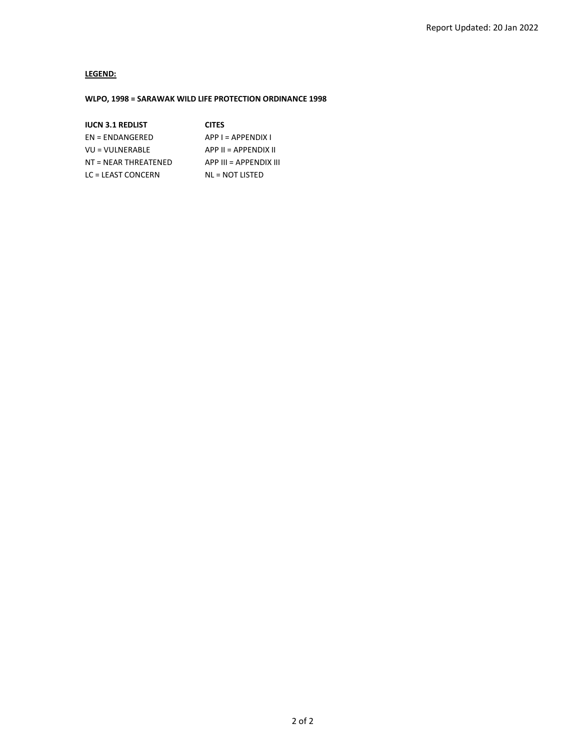**LEGEND:**

**WLPO, 1998 = SARAWAK WILD LIFE PROTECTION ORDINANCE 1998**

| **IUCN 3.1 REDLIST** | **CITES** |
| --- | --- |
| EN = ENDANGERED | APP I = APPENDIX I |
| VU = VULNERABLE | APP II = APPENDIX II |
| NT = NEAR THREATENED | APP III = APPENDIX III |
| LC = LEAST CONCERN | NL = NOT LISTED |